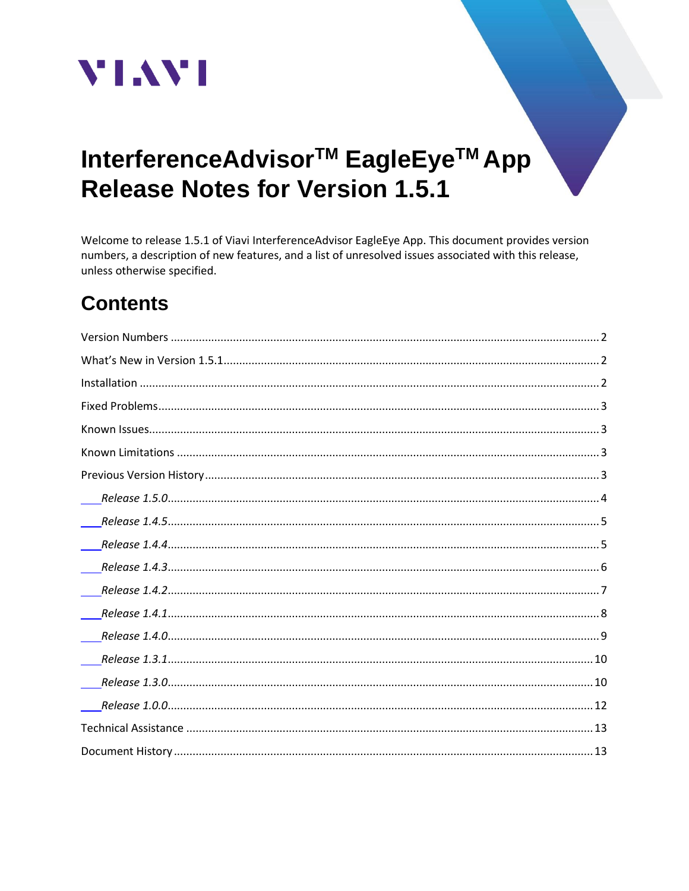VIAVI

# InterferenceAdvisor™ EagleEye™ App Release Notes for Version 1.5.1

Welcome to release 1.5.1 of Viavi InterferenceAdvisor EagleEye App. This document provides version numbers, a description of new features, and a list of unresolved issues associated with this release, unless otherwise specified.

## Contents

- Version Numbers ........ 2
- What's New in Version 1.5.1 ........ 2
- Installation ........ 2
- Fixed Problems ........ 3
- Known Issues ........ 3
- Known Limitations ........ 3
- Previous Version History ........ 3
  - *Release 1.5.0* ........ 4
  - *Release 1.4.5* ........ 5
  - *Release 1.4.4* ........ 5
  - *Release 1.4.3* ........ 6
  - *Release 1.4.2* ........ 7
  - *Release 1.4.1* ........ 8
  - *Release 1.4.0* ........ 9
  - *Release 1.3.1* ........ 10
  - *Release 1.3.0* ........ 10
  - *Release 1.0.0* ........ 12
- Technical Assistance ........ 13
- Document History ........ 13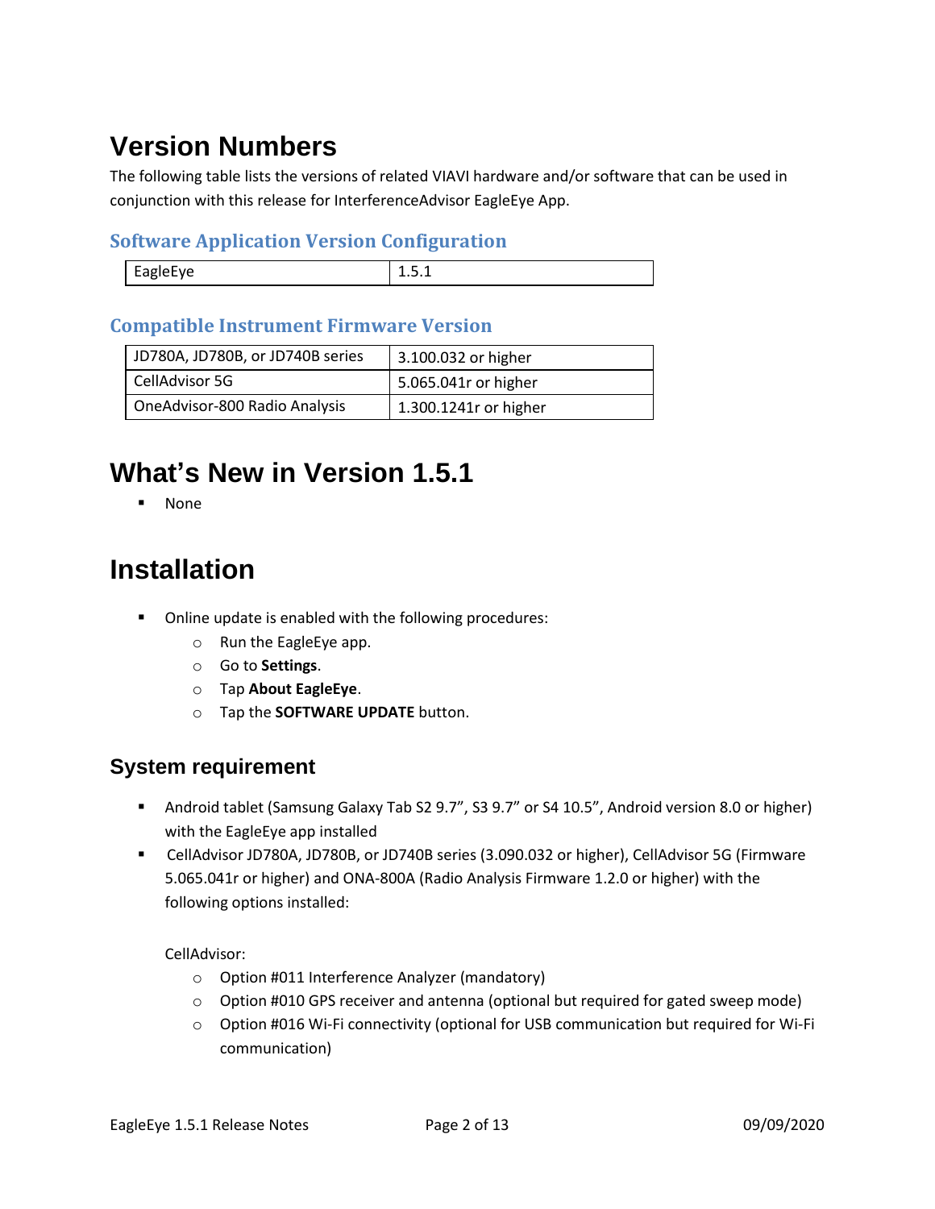# Version Numbers

The following table lists the versions of related VIAVI hardware and/or software that can be used in conjunction with this release for InterferenceAdvisor EagleEye App.

## Software Application Version Configuration

| EagleEye | 1.5.1 |
|---|---|

## Compatible Instrument Firmware Version

| JD780A, JD780B, or JD740B series | 3.100.032 or higher |
|---|---|
| CellAdvisor 5G | 5.065.041r or higher |
| OneAdvisor-800 Radio Analysis | 1.300.1241r or higher |

# What's New in Version 1.5.1

- None

# Installation

- Online update is enabled with the following procedures:
  - Run the EagleEye app.
  - Go to **Settings**.
  - Tap **About EagleEye**.
  - Tap the **SOFTWARE UPDATE** button.

## System requirement

- Android tablet (Samsung Galaxy Tab S2 9.7", S3 9.7" or S4 10.5", Android version 8.0 or higher) with the EagleEye app installed
- CellAdvisor JD780A, JD780B, or JD740B series (3.090.032 or higher), CellAdvisor 5G (Firmware 5.065.041r or higher) and ONA-800A (Radio Analysis Firmware 1.2.0 or higher) with the following options installed:

  CellAdvisor:
  - Option #011 Interference Analyzer (mandatory)
  - Option #010 GPS receiver and antenna (optional but required for gated sweep mode)
  - Option #016 Wi-Fi connectivity (optional for USB communication but required for Wi-Fi communication)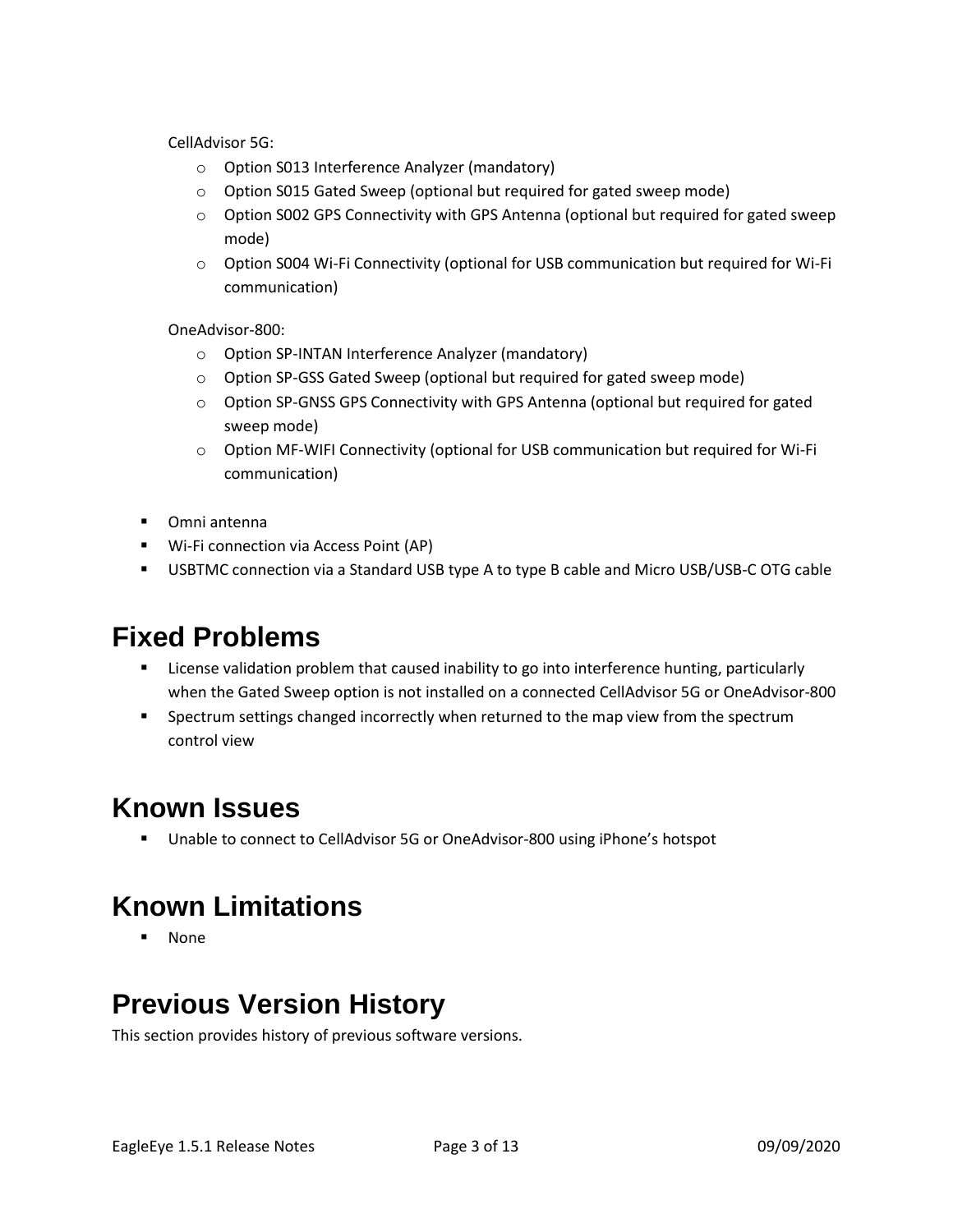CellAdvisor 5G:

  - Option S013 Interference Analyzer (mandatory)
  - Option S015 Gated Sweep (optional but required for gated sweep mode)
  - Option S002 GPS Connectivity with GPS Antenna (optional but required for gated sweep mode)
  - Option S004 Wi-Fi Connectivity (optional for USB communication but required for Wi-Fi communication)

OneAdvisor-800:

  - Option SP-INTAN Interference Analyzer (mandatory)
  - Option SP-GSS Gated Sweep (optional but required for gated sweep mode)
  - Option SP-GNSS GPS Connectivity with GPS Antenna (optional but required for gated sweep mode)
  - Option MF-WIFI Connectivity (optional for USB communication but required for Wi-Fi communication)

- Omni antenna
- Wi-Fi connection via Access Point (AP)
- USBTMC connection via a Standard USB type A to type B cable and Micro USB/USB-C OTG cable

# Fixed Problems

- License validation problem that caused inability to go into interference hunting, particularly when the Gated Sweep option is not installed on a connected CellAdvisor 5G or OneAdvisor-800
- Spectrum settings changed incorrectly when returned to the map view from the spectrum control view

# Known Issues

- Unable to connect to CellAdvisor 5G or OneAdvisor-800 using iPhone's hotspot

# Known Limitations

- None

# Previous Version History

This section provides history of previous software versions.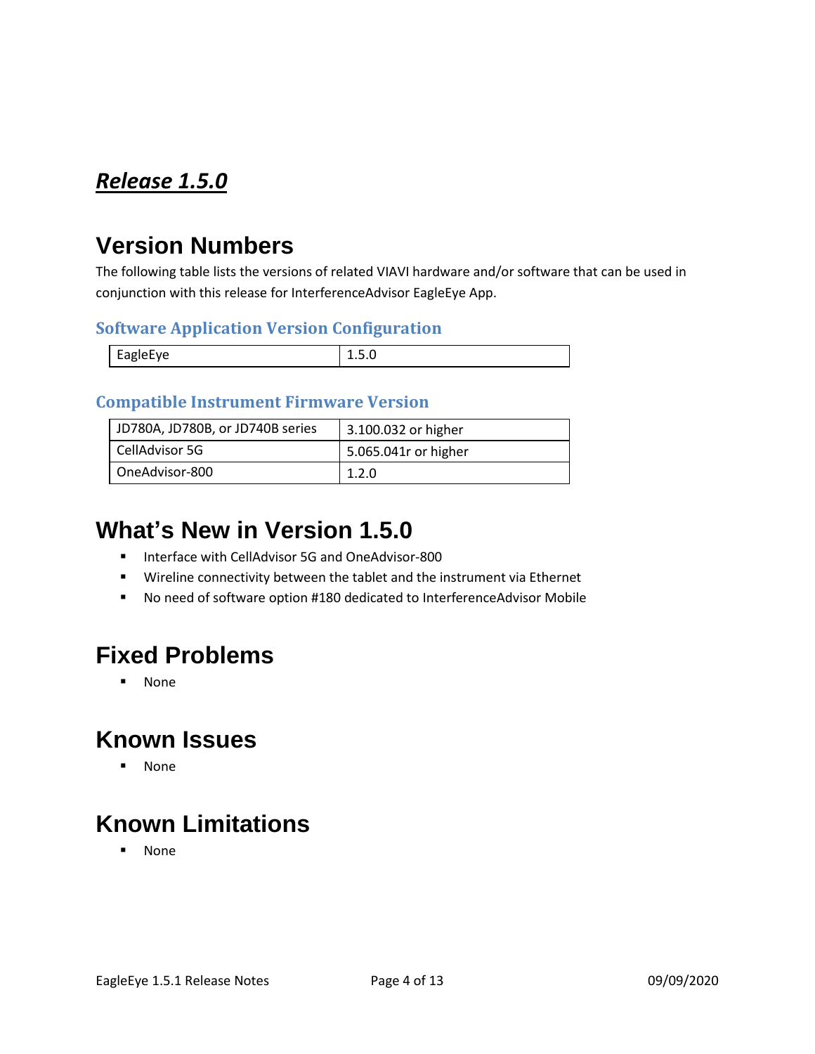## ***Release 1.5.0***

# Version Numbers

The following table lists the versions of related VIAVI hardware and/or software that can be used in conjunction with this release for InterferenceAdvisor EagleEye App.

### Software Application Version Configuration

| EagleEye | 1.5.0 |
| --- | --- |

### Compatible Instrument Firmware Version

| JD780A, JD780B, or JD740B series | 3.100.032 or higher |
| --- | --- |
| CellAdvisor 5G | 5.065.041r or higher |
| OneAdvisor-800 | 1.2.0 |

# What's New in Version 1.5.0

- Interface with CellAdvisor 5G and OneAdvisor-800
- Wireline connectivity between the tablet and the instrument via Ethernet
- No need of software option #180 dedicated to InterferenceAdvisor Mobile

# Fixed Problems

- None

# Known Issues

- None

# Known Limitations

- None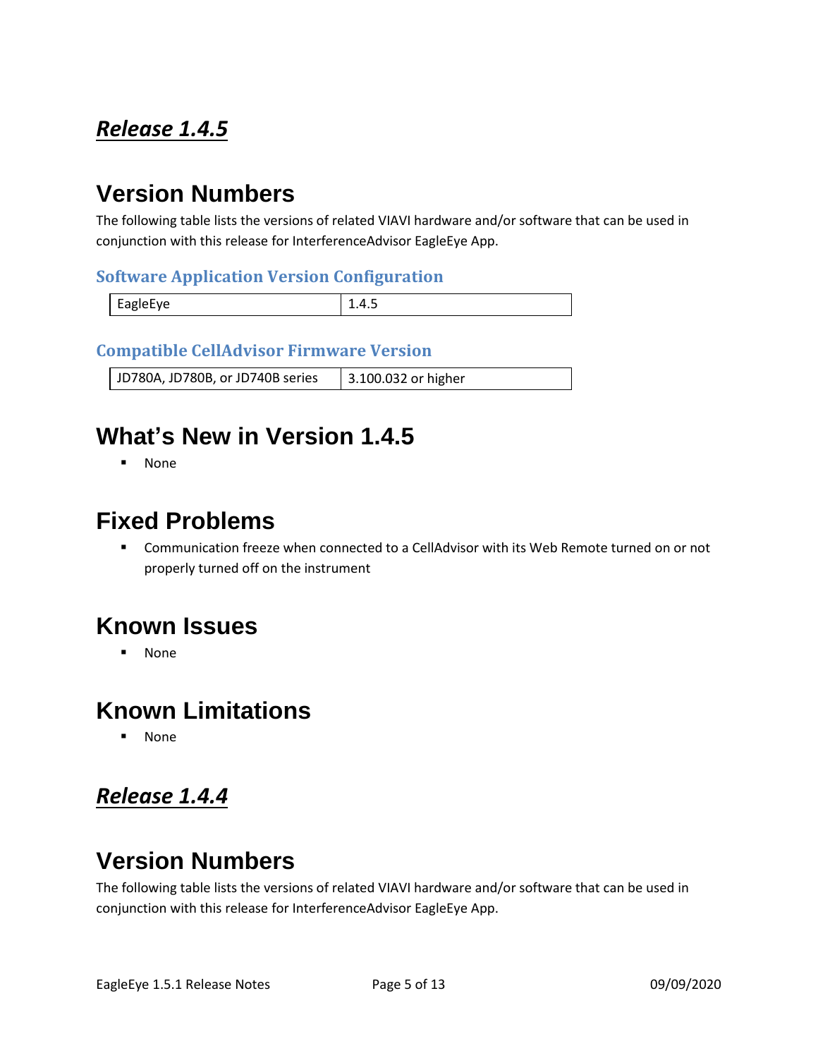## *Release 1.4.5*

# Version Numbers

The following table lists the versions of related VIAVI hardware and/or software that can be used in conjunction with this release for InterferenceAdvisor EagleEye App.

### Software Application Version Configuration

| EagleEye | 1.4.5 |
|---|---|

### Compatible CellAdvisor Firmware Version

| JD780A, JD780B, or JD740B series | 3.100.032 or higher |
|---|---|

# What's New in Version 1.4.5

- None

# Fixed Problems

- Communication freeze when connected to a CellAdvisor with its Web Remote turned on or not properly turned off on the instrument

# Known Issues

- None

# Known Limitations

- None

## *Release 1.4.4*

# Version Numbers

The following table lists the versions of related VIAVI hardware and/or software that can be used in conjunction with this release for InterferenceAdvisor EagleEye App.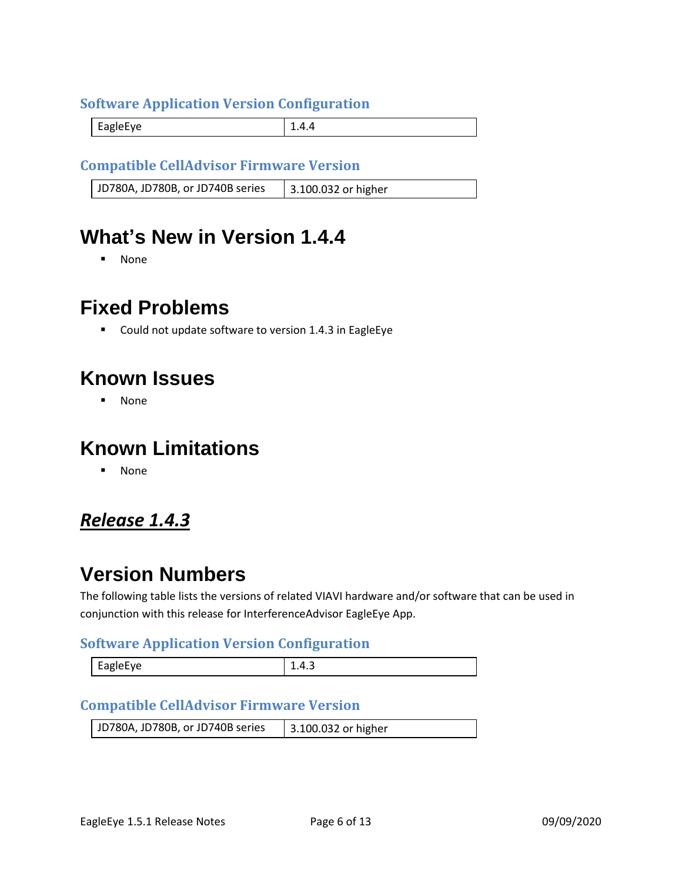### Software Application Version Configuration

| EagleEye | 1.4.4 |
|---|---|

### Compatible CellAdvisor Firmware Version

| JD780A, JD780B, or JD740B series | 3.100.032 or higher |
|---|---|

# What's New in Version 1.4.4

- None

# Fixed Problems

- Could not update software to version 1.4.3 in EagleEye

# Known Issues

- None

# Known Limitations

- None

## ***Release 1.4.3***

# Version Numbers

The following table lists the versions of related VIAVI hardware and/or software that can be used in conjunction with this release for InterferenceAdvisor EagleEye App.

### Software Application Version Configuration

| EagleEye | 1.4.3 |
|---|---|

### Compatible CellAdvisor Firmware Version

| JD780A, JD780B, or JD740B series | 3.100.032 or higher |
|---|---|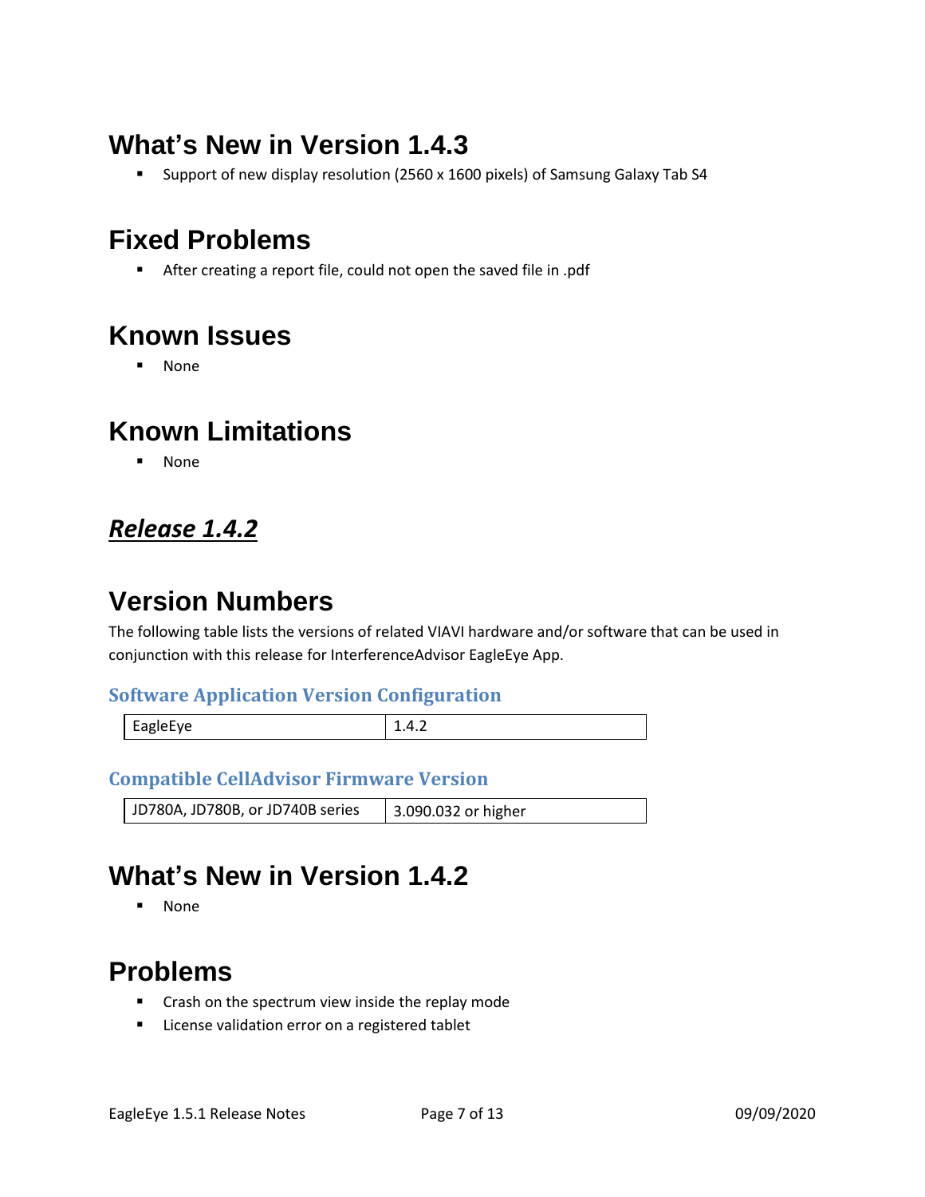## What's New in Version 1.4.3

- Support of new display resolution (2560 x 1600 pixels) of Samsung Galaxy Tab S4

## Fixed Problems

- After creating a report file, could not open the saved file in .pdf

## Known Issues

- None

## Known Limitations

- None

# ***Release 1.4.2***

## Version Numbers

The following table lists the versions of related VIAVI hardware and/or software that can be used in conjunction with this release for InterferenceAdvisor EagleEye App.

### Software Application Version Configuration

| EagleEye | 1.4.2 |
|---|---|

### Compatible CellAdvisor Firmware Version

| JD780A, JD780B, or JD740B series | 3.090.032 or higher |
|---|---|

## What's New in Version 1.4.2

- None

## Problems

- Crash on the spectrum view inside the replay mode
- License validation error on a registered tablet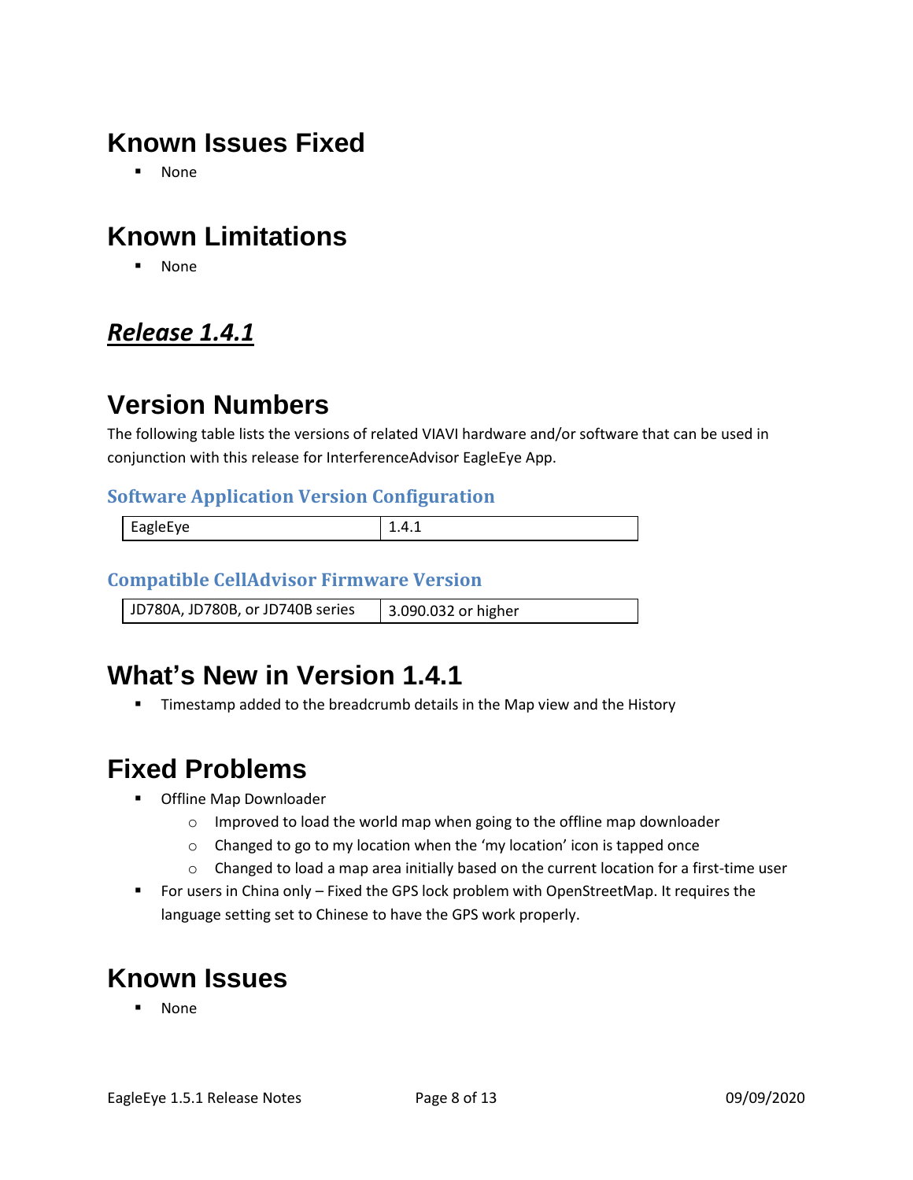## Known Issues Fixed

- None

## Known Limitations

- None

# ***Release 1.4.1***

## Version Numbers

The following table lists the versions of related VIAVI hardware and/or software that can be used in conjunction with this release for InterferenceAdvisor EagleEye App.

### Software Application Version Configuration

| EagleEye | 1.4.1 |
|---|---|

### Compatible CellAdvisor Firmware Version

| JD780A, JD780B, or JD740B series | 3.090.032 or higher |
|---|---|

## What's New in Version 1.4.1

- Timestamp added to the breadcrumb details in the Map view and the History

## Fixed Problems

- Offline Map Downloader
  - Improved to load the world map when going to the offline map downloader
  - Changed to go to my location when the 'my location' icon is tapped once
  - Changed to load a map area initially based on the current location for a first-time user
- For users in China only – Fixed the GPS lock problem with OpenStreetMap. It requires the language setting set to Chinese to have the GPS work properly.

## Known Issues

- None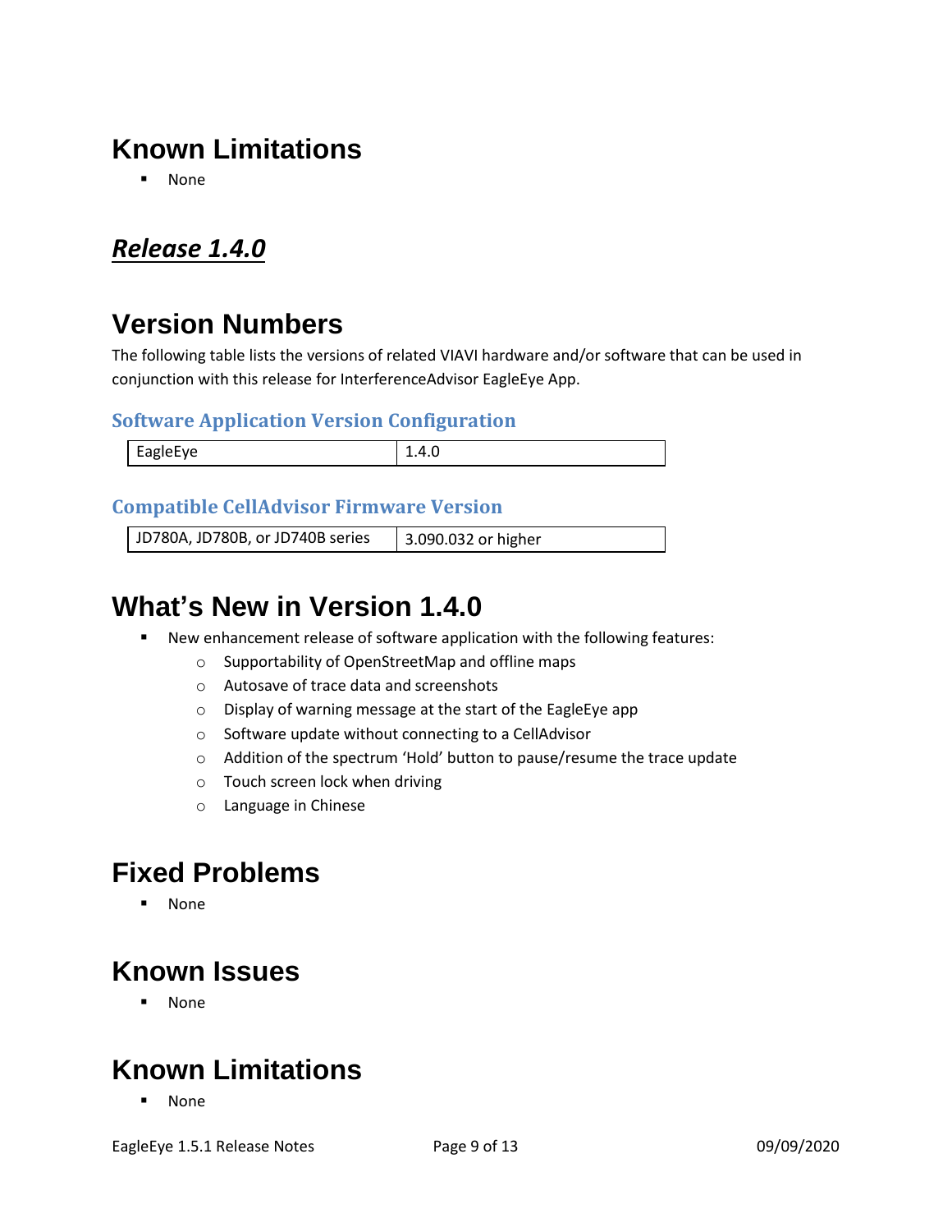# Known Limitations

- None

## ***Release 1.4.0***

# Version Numbers

The following table lists the versions of related VIAVI hardware and/or software that can be used in conjunction with this release for InterferenceAdvisor EagleEye App.

### Software Application Version Configuration

| EagleEye | 1.4.0 |
|---|---|

### Compatible CellAdvisor Firmware Version

| JD780A, JD780B, or JD740B series | 3.090.032 or higher |
|---|---|

# What's New in Version 1.4.0

- New enhancement release of software application with the following features:
  - Supportability of OpenStreetMap and offline maps
  - Autosave of trace data and screenshots
  - Display of warning message at the start of the EagleEye app
  - Software update without connecting to a CellAdvisor
  - Addition of the spectrum 'Hold' button to pause/resume the trace update
  - Touch screen lock when driving
  - Language in Chinese

# Fixed Problems

- None

# Known Issues

- None

# Known Limitations

- None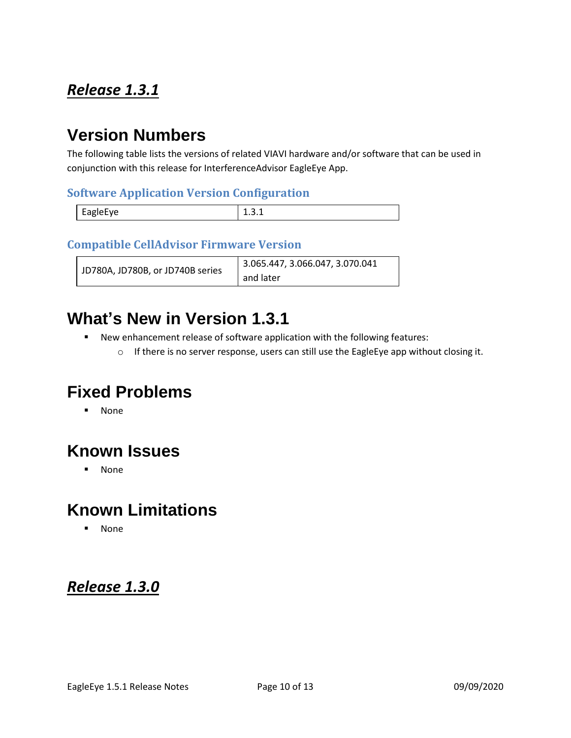## ***Release 1.3.1***

# Version Numbers

The following table lists the versions of related VIAVI hardware and/or software that can be used in conjunction with this release for InterferenceAdvisor EagleEye App.

### Software Application Version Configuration

| EagleEye | 1.3.1 |
|---|---|

### Compatible CellAdvisor Firmware Version

| JD780A, JD780B, or JD740B series | 3.065.447, 3.066.047, 3.070.041 and later |
|---|---|

# What's New in Version 1.3.1

- New enhancement release of software application with the following features:
  - If there is no server response, users can still use the EagleEye app without closing it.

# Fixed Problems

- None

# Known Issues

- None

# Known Limitations

- None

## ***Release 1.3.0***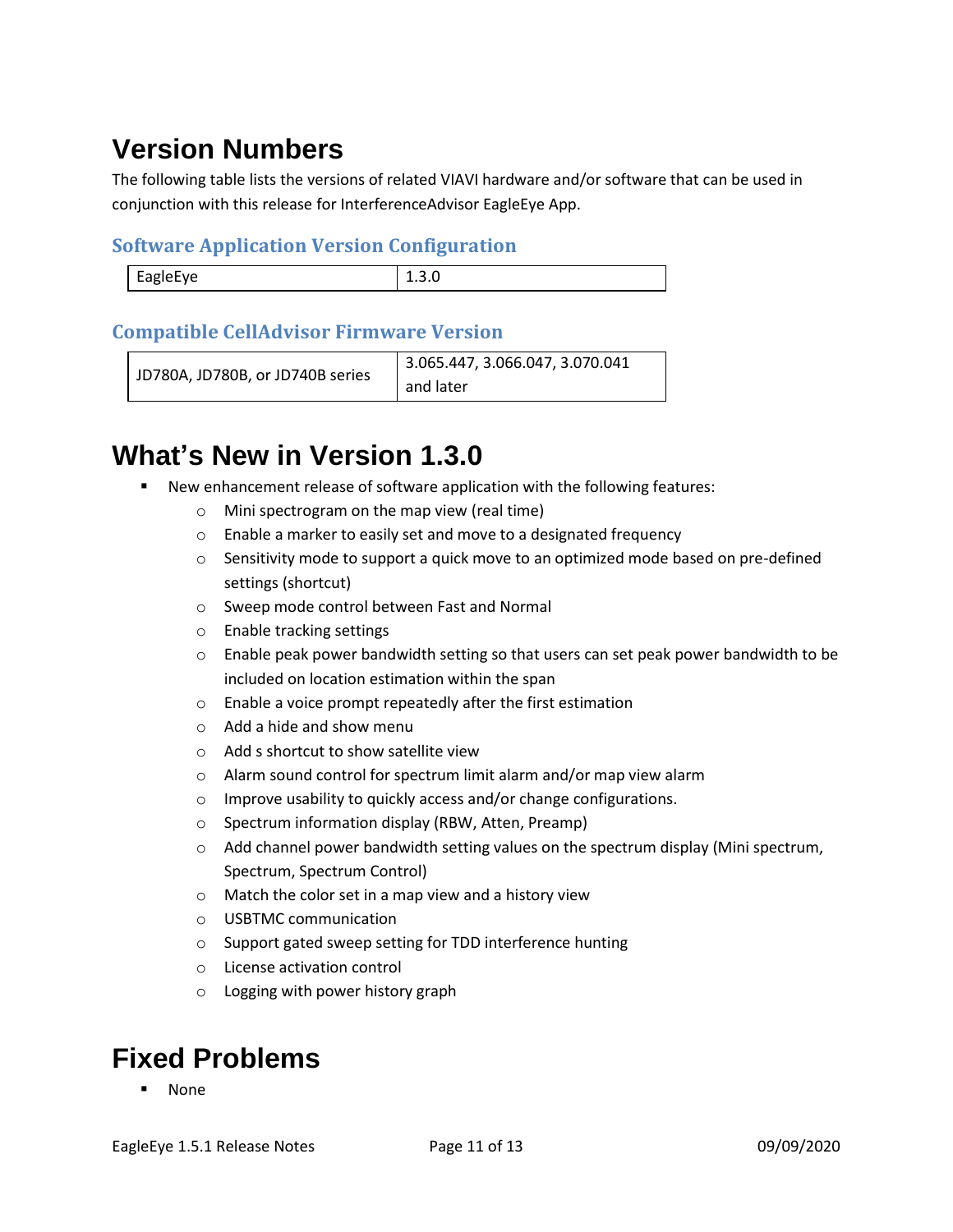# Version Numbers

The following table lists the versions of related VIAVI hardware and/or software that can be used in conjunction with this release for InterferenceAdvisor EagleEye App.

## Software Application Version Configuration

| EagleEye | 1.3.0 |
|---|---|

## Compatible CellAdvisor Firmware Version

| JD780A, JD780B, or JD740B series | 3.065.447, 3.066.047, 3.070.041 and later |
|---|---|

# What's New in Version 1.3.0

- New enhancement release of software application with the following features:
  - Mini spectrogram on the map view (real time)
  - Enable a marker to easily set and move to a designated frequency
  - Sensitivity mode to support a quick move to an optimized mode based on pre-defined settings (shortcut)
  - Sweep mode control between Fast and Normal
  - Enable tracking settings
  - Enable peak power bandwidth setting so that users can set peak power bandwidth to be included on location estimation within the span
  - Enable a voice prompt repeatedly after the first estimation
  - Add a hide and show menu
  - Add s shortcut to show satellite view
  - Alarm sound control for spectrum limit alarm and/or map view alarm
  - Improve usability to quickly access and/or change configurations.
  - Spectrum information display (RBW, Atten, Preamp)
  - Add channel power bandwidth setting values on the spectrum display (Mini spectrum, Spectrum, Spectrum Control)
  - Match the color set in a map view and a history view
  - USBTMC communication
  - Support gated sweep setting for TDD interference hunting
  - License activation control
  - Logging with power history graph

# Fixed Problems

- None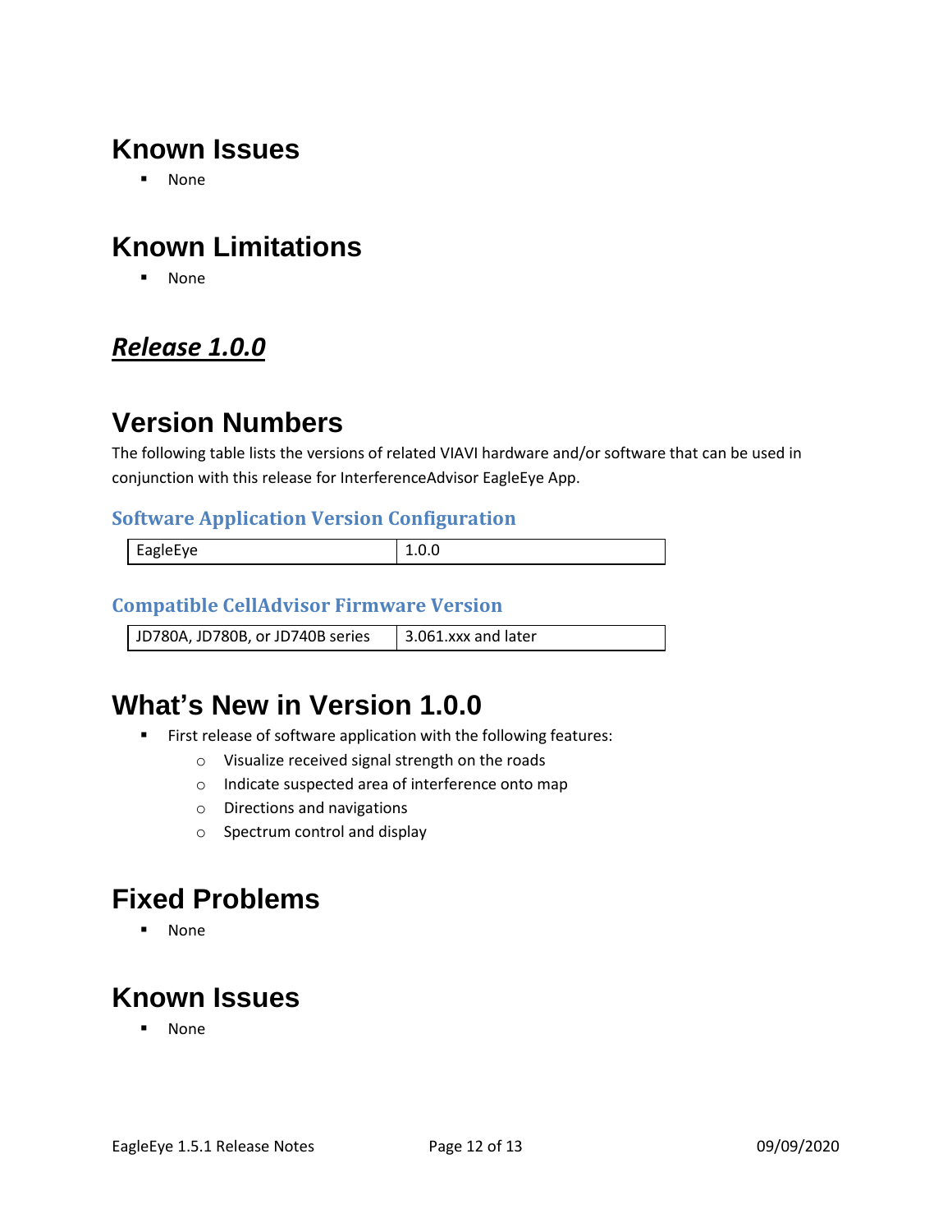## Known Issues

- None

## Known Limitations

- None

# ***Release 1.0.0***

## Version Numbers

The following table lists the versions of related VIAVI hardware and/or software that can be used in conjunction with this release for InterferenceAdvisor EagleEye App.

### Software Application Version Configuration

| EagleEye | 1.0.0 |
|---|---|

### Compatible CellAdvisor Firmware Version

| JD780A, JD780B, or JD740B series | 3.061.xxx and later |
|---|---|

## What's New in Version 1.0.0

- First release of software application with the following features:
  - Visualize received signal strength on the roads
  - Indicate suspected area of interference onto map
  - Directions and navigations
  - Spectrum control and display

## Fixed Problems

- None

## Known Issues

- None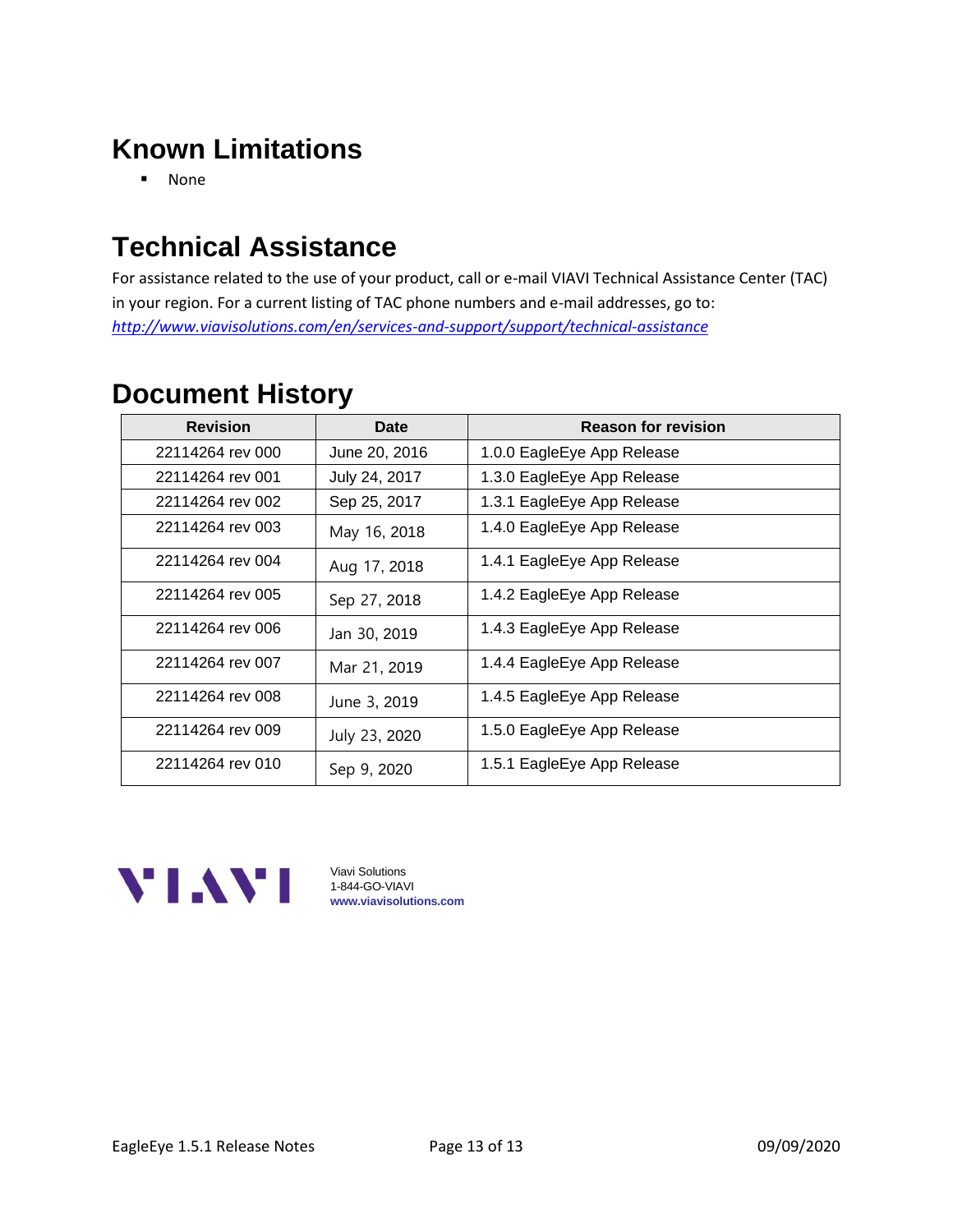## Known Limitations

- None

## Technical Assistance

For assistance related to the use of your product, call or e-mail VIAVI Technical Assistance Center (TAC) in your region. For a current listing of TAC phone numbers and e-mail addresses, go to: *http://www.viavisolutions.com/en/services-and-support/support/technical-assistance*

## Document History

| Revision | Date | Reason for revision |
|---|---|---|
| 22114264 rev 000 | June 20, 2016 | 1.0.0 EagleEye App Release |
| 22114264 rev 001 | July 24, 2017 | 1.3.0 EagleEye App Release |
| 22114264 rev 002 | Sep 25, 2017 | 1.3.1 EagleEye App Release |
| 22114264 rev 003 | May 16, 2018 | 1.4.0 EagleEye App Release |
| 22114264 rev 004 | Aug 17, 2018 | 1.4.1 EagleEye App Release |
| 22114264 rev 005 | Sep 27, 2018 | 1.4.2 EagleEye App Release |
| 22114264 rev 006 | Jan 30, 2019 | 1.4.3 EagleEye App Release |
| 22114264 rev 007 | Mar 21, 2019 | 1.4.4 EagleEye App Release |
| 22114264 rev 008 | June 3, 2019 | 1.4.5 EagleEye App Release |
| 22114264 rev 009 | July 23, 2020 | 1.5.0 EagleEye App Release |
| 22114264 rev 010 | Sep 9, 2020 | 1.5.1 EagleEye App Release |

VIAVI

Viavi Solutions
1-844-GO-VIAVI
**www.viavisolutions.com**